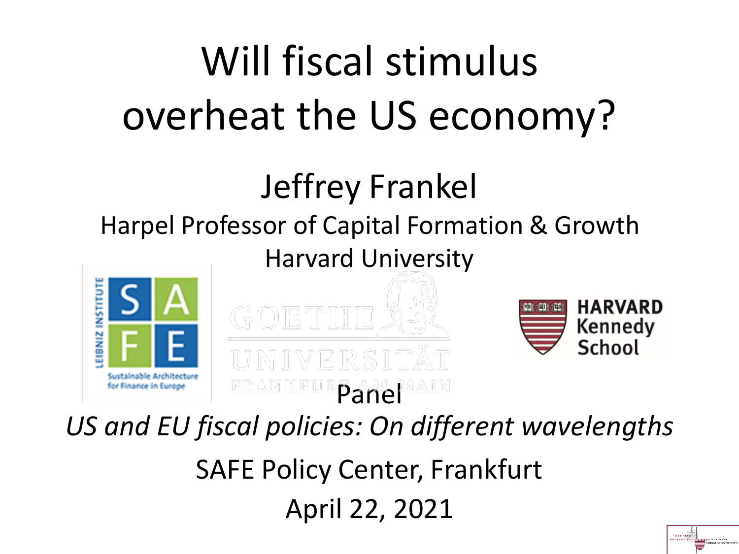# Will fiscal stimulus overheat the US economy?

## Jeffrey Frankel

Harpel Professor of Capital Formation & Growth

Harvard University

Panel

*US and EU fiscal policies: On different wavelengths*

SAFE Policy Center, Frankfurt

April 22, 2021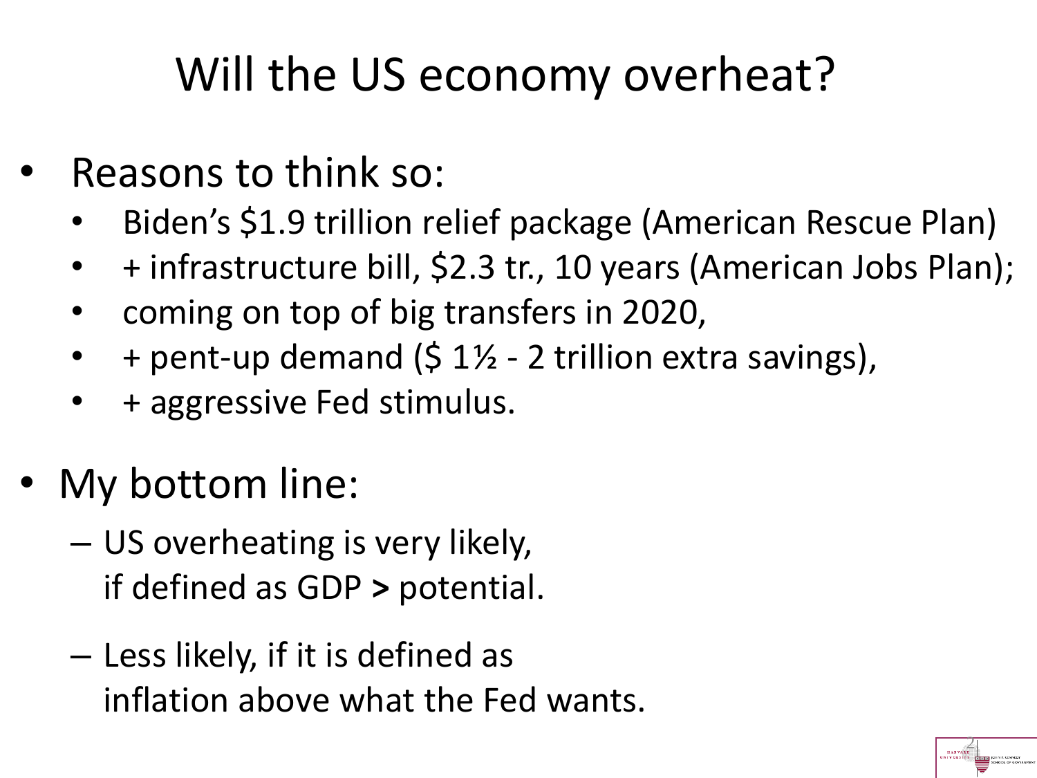# Will the US economy overheat?

- Reasons to think so:
  - Biden's $1.9 trillion relief package (American Rescue Plan)
  - + infrastructure bill, $2.3 tr., 10 years (American Jobs Plan);
  - coming on top of big transfers in 2020,
  - + pent-up demand ($ 1½ - 2 trillion extra savings),
  - + aggressive Fed stimulus.

- My bottom line:
  - US overheating is very likely, if defined as GDP **>** potential.
  - Less likely, if it is defined as inflation above what the Fed wants.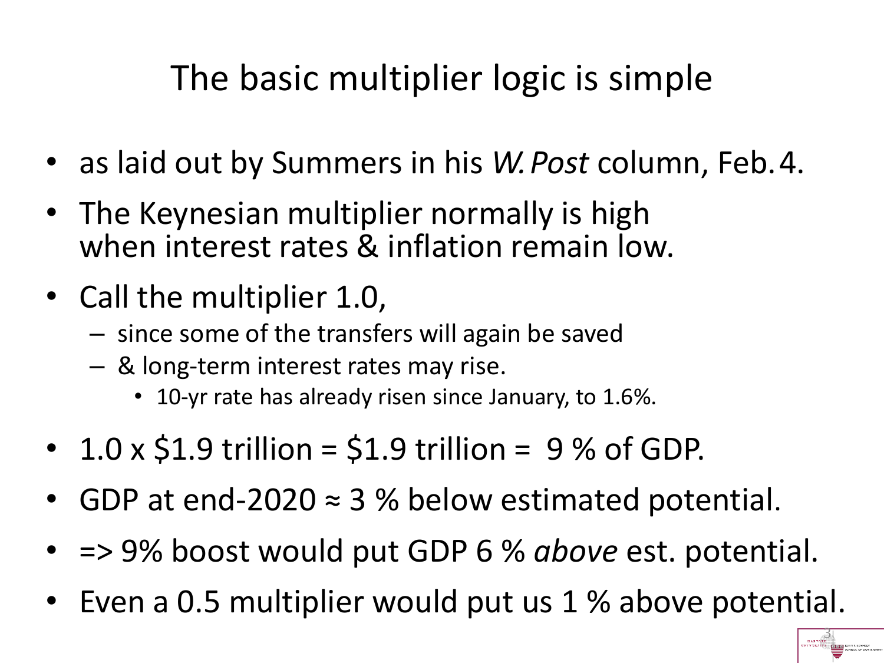# The basic multiplier logic is simple

- as laid out by Summers in his *W. Post* column, Feb. 4.
- The Keynesian multiplier normally is high when interest rates & inflation remain low.
- Call the multiplier 1.0,
  - since some of the transfers will again be saved
  - & long-term interest rates may rise.
    - 10-yr rate has already risen since January, to 1.6%.
- 1.0 x \$1.9 trillion = \$1.9 trillion = 9 % of GDP.
- GDP at end-2020 ≈ 3 % below estimated potential.
- => 9% boost would put GDP 6 % *above* est. potential.
- Even a 0.5 multiplier would put us 1 % above potential.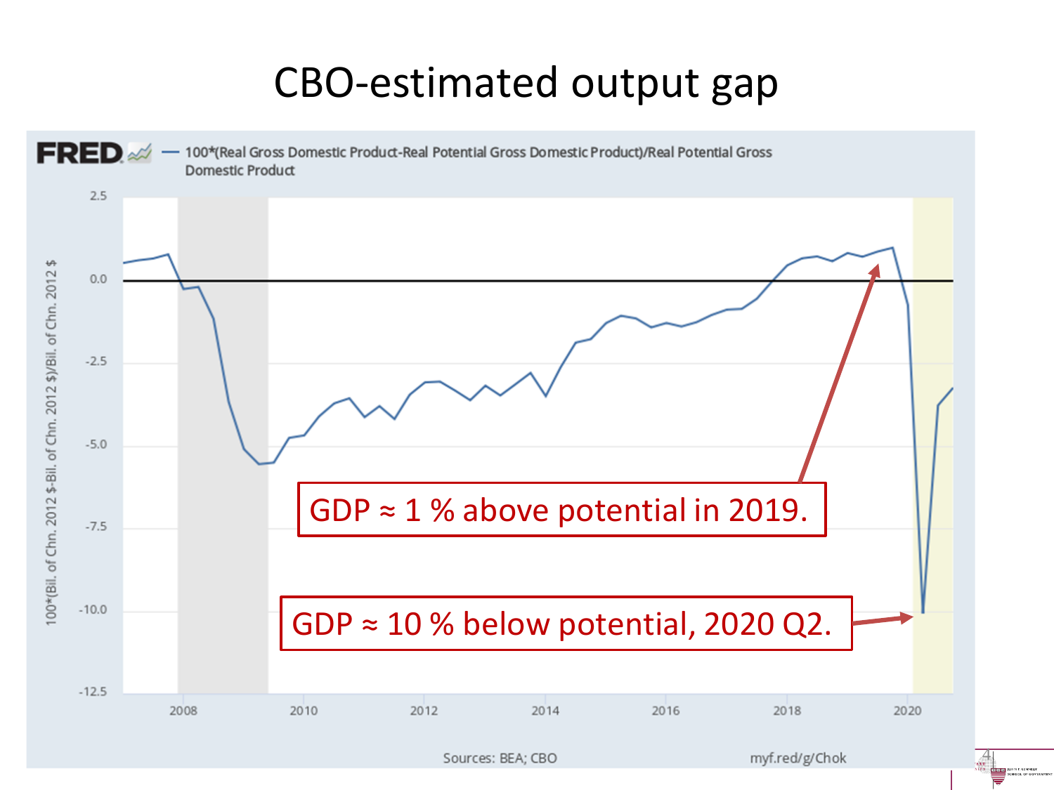# CBO-estimated output gap

FRED — 100*(Real Gross Domestic Product-Real Potential Gross Domestic Product)/Real Potential Gross Domestic Product

GDP ≈ 1 % above potential in 2019.

GDP ≈ 10 % below potential, 2020 Q2.

Sources: BEA; CBO

myf.red/g/Chok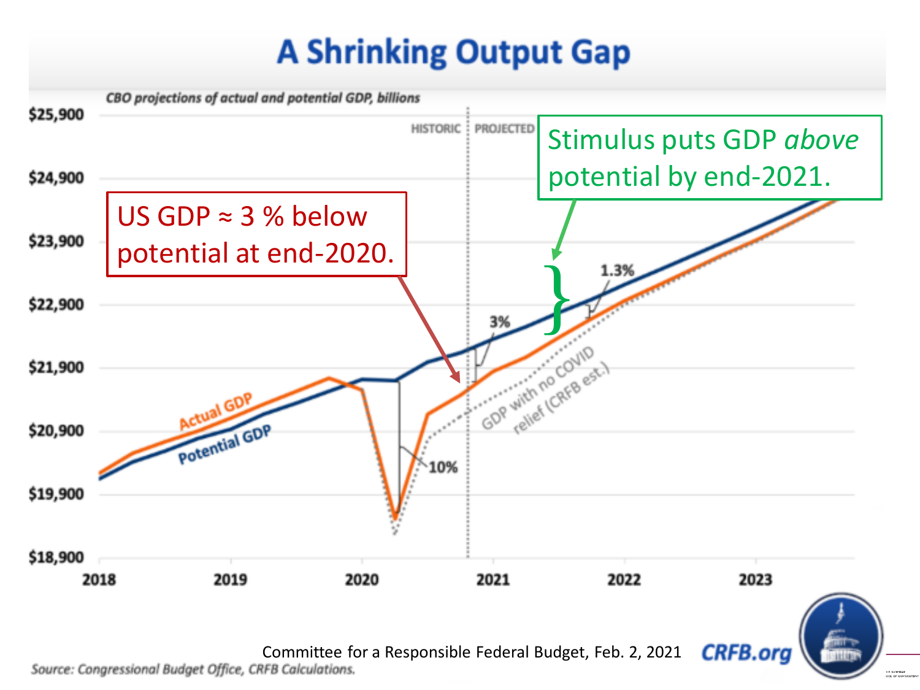# A Shrinking Output Gap

*CBO projections of actual and potential GDP, billions*

US GDP ≈ 3 % below potential at end-2020.

Stimulus puts GDP *above* potential by end-2021.

Committee for a Responsible Federal Budget, Feb. 2, 2021

Source: Congressional Budget Office, CRFB Calculations.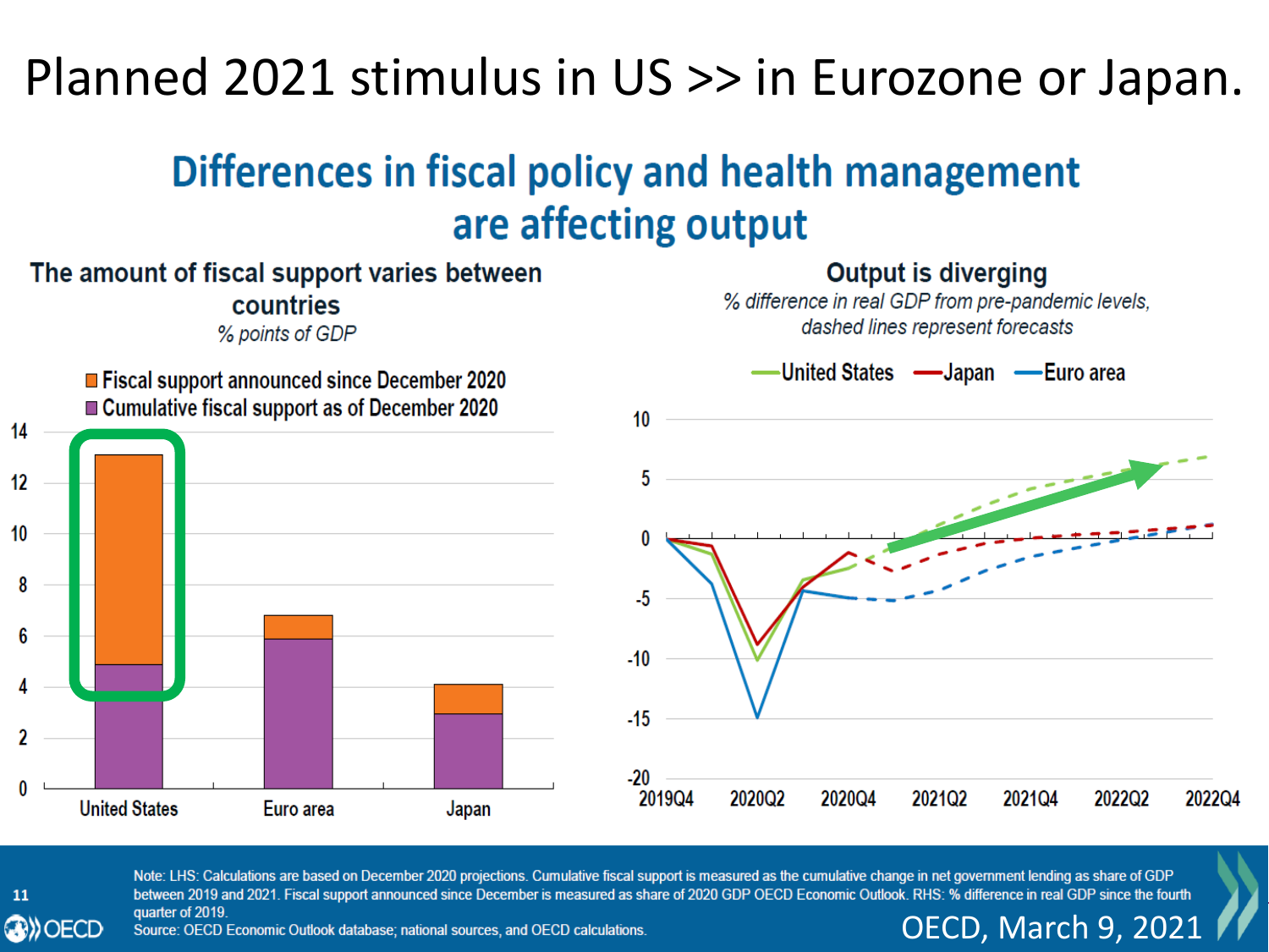# Planned 2021 stimulus in US >> in Eurozone or Japan.

## Differences in fiscal policy and health management are affecting output

### The amount of fiscal support varies between countries

*% points of GDP*

- Fiscal support announced since December 2020
- Cumulative fiscal support as of December 2020

| | Cumulative fiscal support as of December 2020 | Fiscal support announced since December 2020 |
|---|---|---|
| United States | ~4.9 | ~8.2 |
| Euro area | ~5.9 | ~0.9 |
| Japan | ~3.0 | ~1.2 |

### Output is diverging

*% difference in real GDP from pre-pandemic levels, dashed lines represent forecasts*

United States — Japan — Euro area

X-axis: 2019Q4, 2020Q2, 2020Q4, 2021Q2, 2021Q4, 2022Q2, 2022Q4

Y-axis: -20, -15, -10, -5, 0, 5, 10

Note: LHS: Calculations are based on December 2020 projections. Cumulative fiscal support is measured as the cumulative change in net government lending as share of GDP between 2019 and 2021. Fiscal support announced since December is measured as share of 2020 GDP OECD Economic Outlook. RHS: % difference in real GDP since the fourth quarter of 2019.

Source: OECD Economic Outlook database; national sources, and OECD calculations.

OECD, March 9, 2021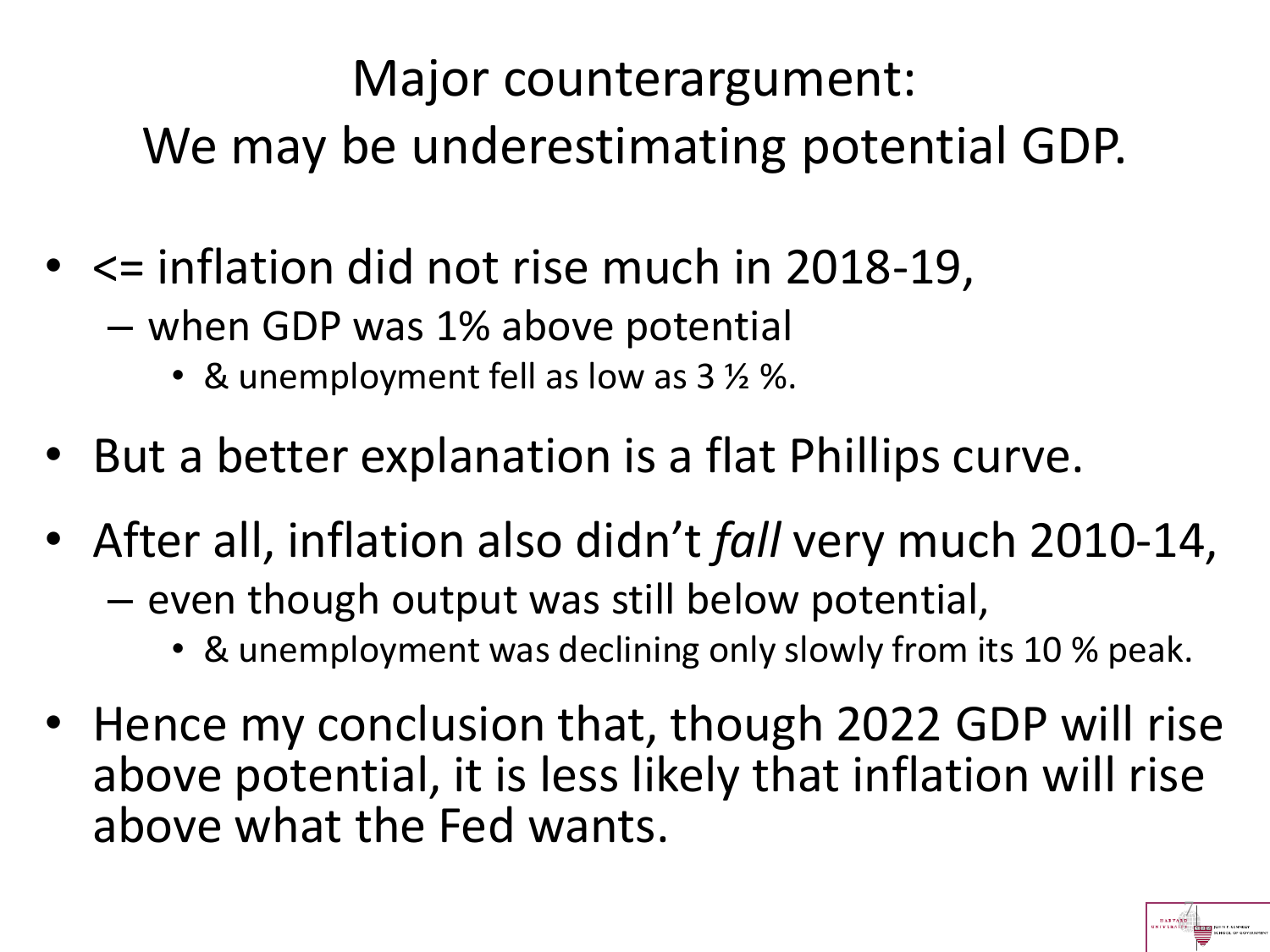# Major counterargument:
# We may be underestimating potential GDP.

- <= inflation did not rise much in 2018-19,
  - when GDP was 1% above potential
    - & unemployment fell as low as 3 ½ %.
- But a better explanation is a flat Phillips curve.
- After all, inflation also didn't *fall* very much 2010-14,
  - even though output was still below potential,
    - & unemployment was declining only slowly from its 10 % peak.
- Hence my conclusion that, though 2022 GDP will rise above potential, it is less likely that inflation will rise above what the Fed wants.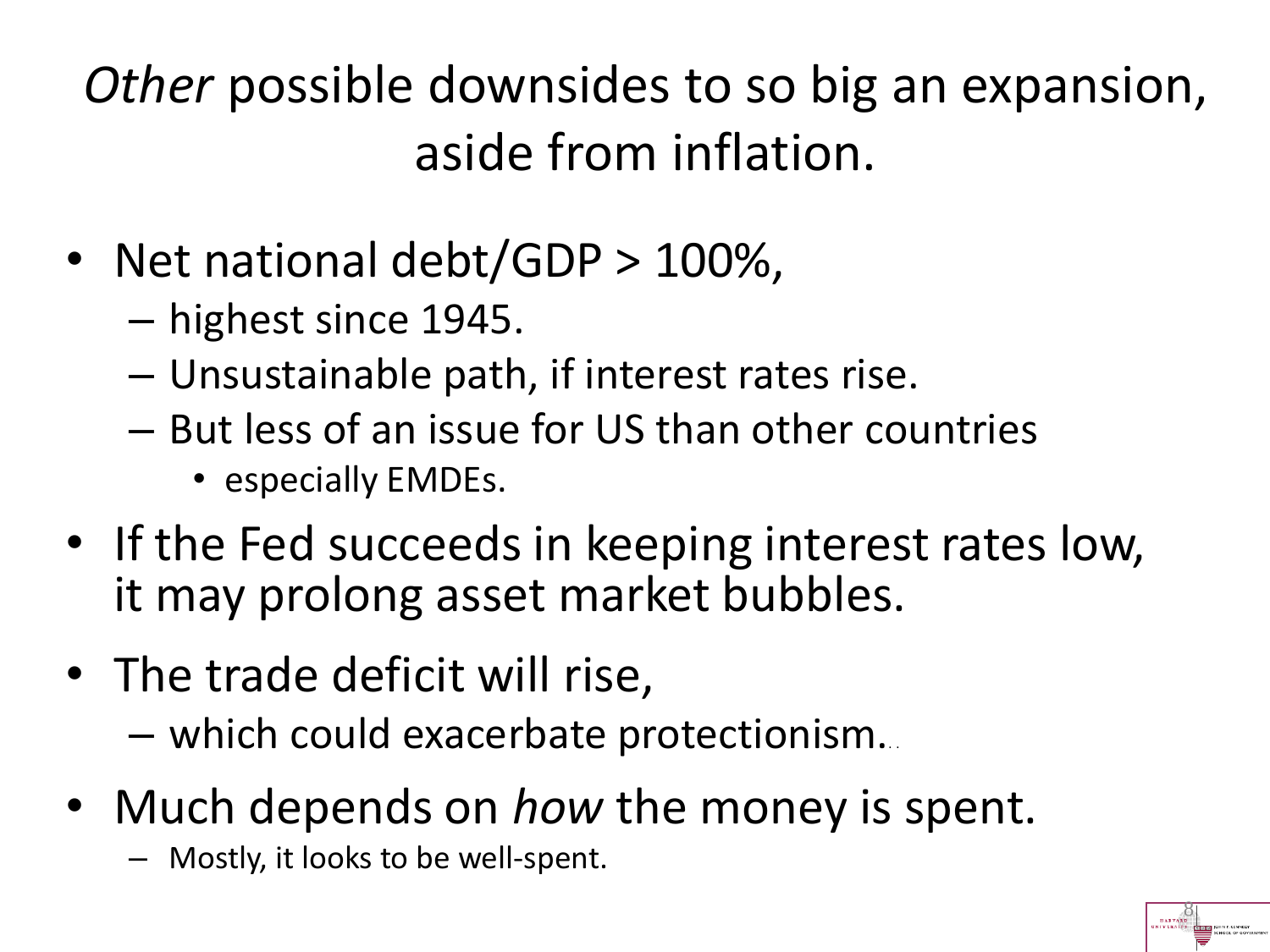# *Other* possible downsides to so big an expansion, aside from inflation.

- Net national debt/GDP > 100%,
  - highest since 1945.
  - Unsustainable path, if interest rates rise.
  - But less of an issue for US than other countries
    - especially EMDEs.
- If the Fed succeeds in keeping interest rates low, it may prolong asset market bubbles.
- The trade deficit will rise,
  - which could exacerbate protectionism...
- Much depends on *how* the money is spent.
  - Mostly, it looks to be well-spent.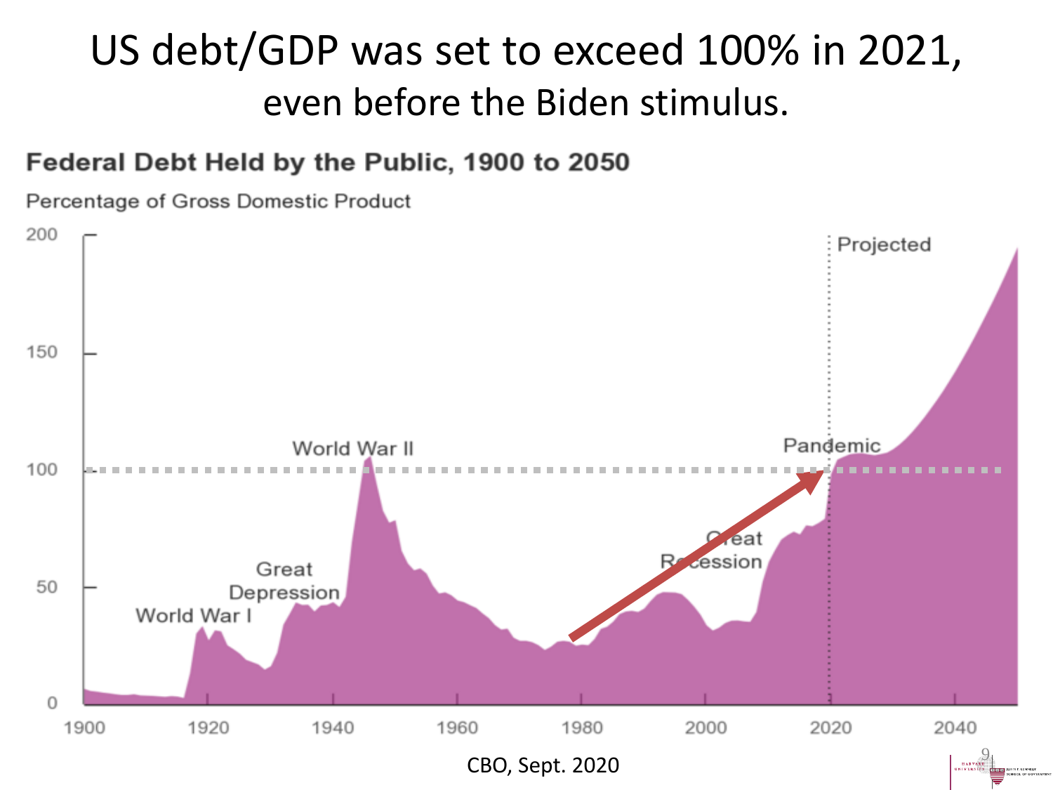# US debt/GDP was set to exceed 100% in 2021,

## even before the Biden stimulus.

**Federal Debt Held by the Public, 1900 to 2050**

Percentage of Gross Domestic Product

CBO, Sept. 2020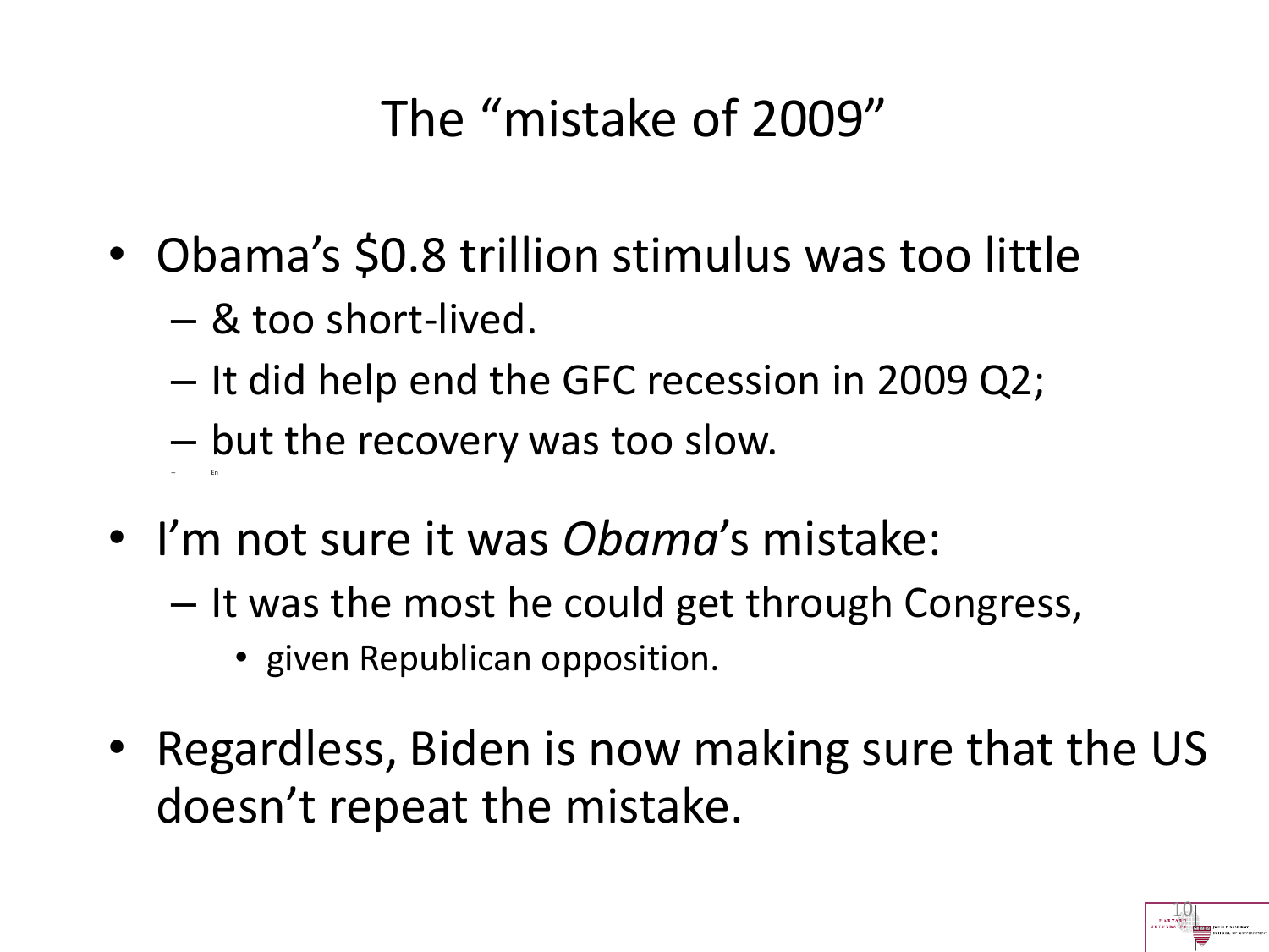# The "mistake of 2009"

- Obama's $0.8 trillion stimulus was too little
  - & too short-lived.
  - It did help end the GFC recession in 2009 Q2;
  - but the recovery was too slow.
  - En
- I'm not sure it was *Obama*'s mistake:
  - It was the most he could get through Congress,
    - given Republican opposition.
- Regardless, Biden is now making sure that the US doesn't repeat the mistake.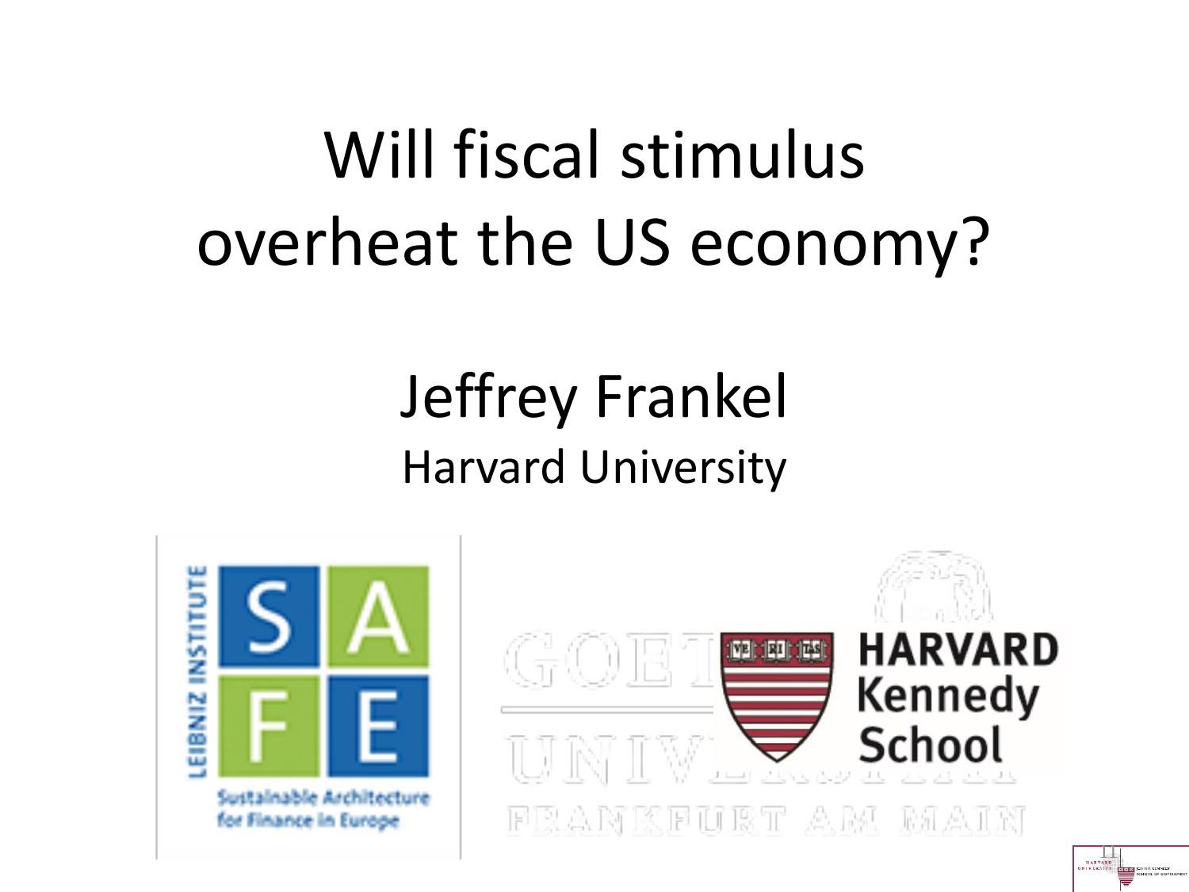# Will fiscal stimulus overheat the US economy?

## Jeffrey Frankel

Harvard University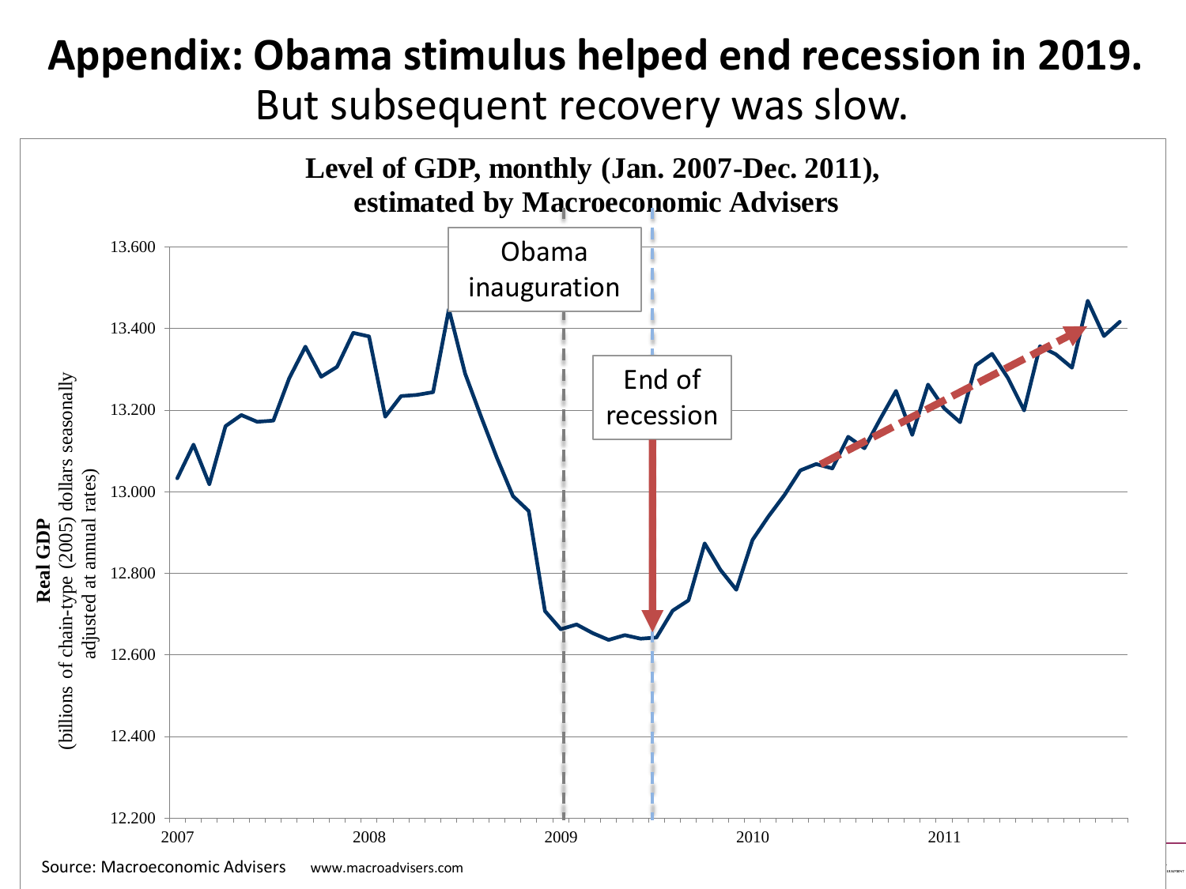# Appendix: Obama stimulus helped end recession in 2019.

But subsequent recovery was slow.

**Level of GDP, monthly (Jan. 2007-Dec. 2011), estimated by Macroeconomic Advisers**

Obama inauguration

End of recession

**Real GDP** (billions of chain-type (2005) dollars seasonally adjusted at annual rates)

13.600
13.400
13.200
13.000
12.800
12.600
12.400
12.200

2007 2008 2009 2010 2011

Source: Macroeconomic Advisers www.macroadvisers.com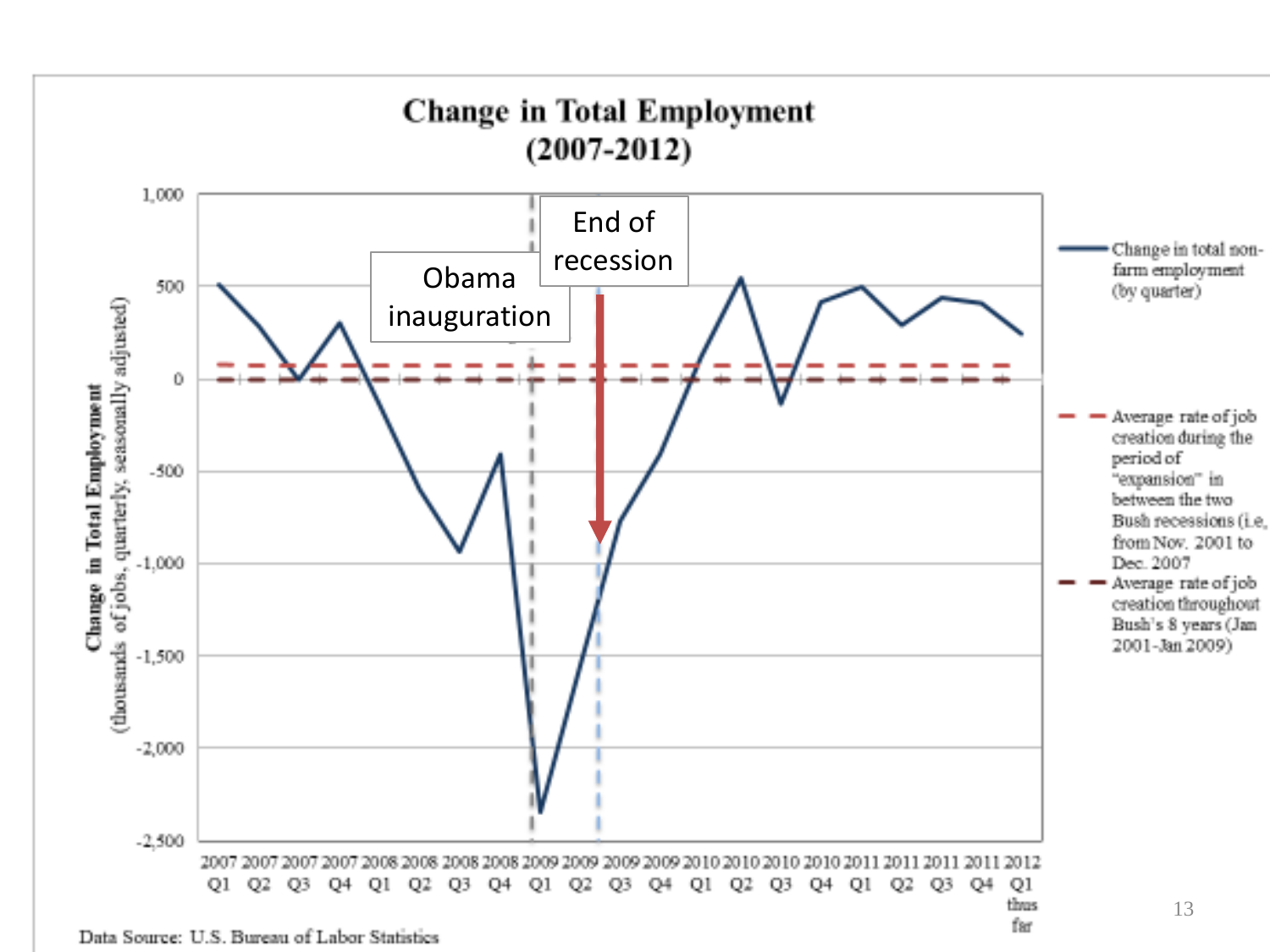# Change in Total Employment (2007-2012)

Obama inauguration

End of recession

Change in Total Employment (thousands of jobs, quarterly, seasonally adjusted)

1,000
500
0
-500
-1,000
-1,500
-2,000
-2,500

2007 Q1 | 2007 Q2 | 2007 Q3 | 2007 Q4 | 2008 Q1 | 2008 Q2 | 2008 Q3 | 2008 Q4 | 2009 Q1 | 2009 Q2 | 2009 Q3 | 2009 Q4 | 2010 Q1 | 2010 Q2 | 2010 Q3 | 2010 Q4 | 2011 Q1 | 2011 Q2 | 2011 Q3 | 2011 Q4 | 2012 Q1 thus far

- Change in total non-farm employment (by quarter)
- Average rate of job creation during the period of "expansion" in between the two Bush recessions (i.e., from Nov. 2001 to Dec. 2007
- Average rate of job creation throughout Bush's 8 years (Jan 2001-Jan 2009)

Data Source: U.S. Bureau of Labor Statistics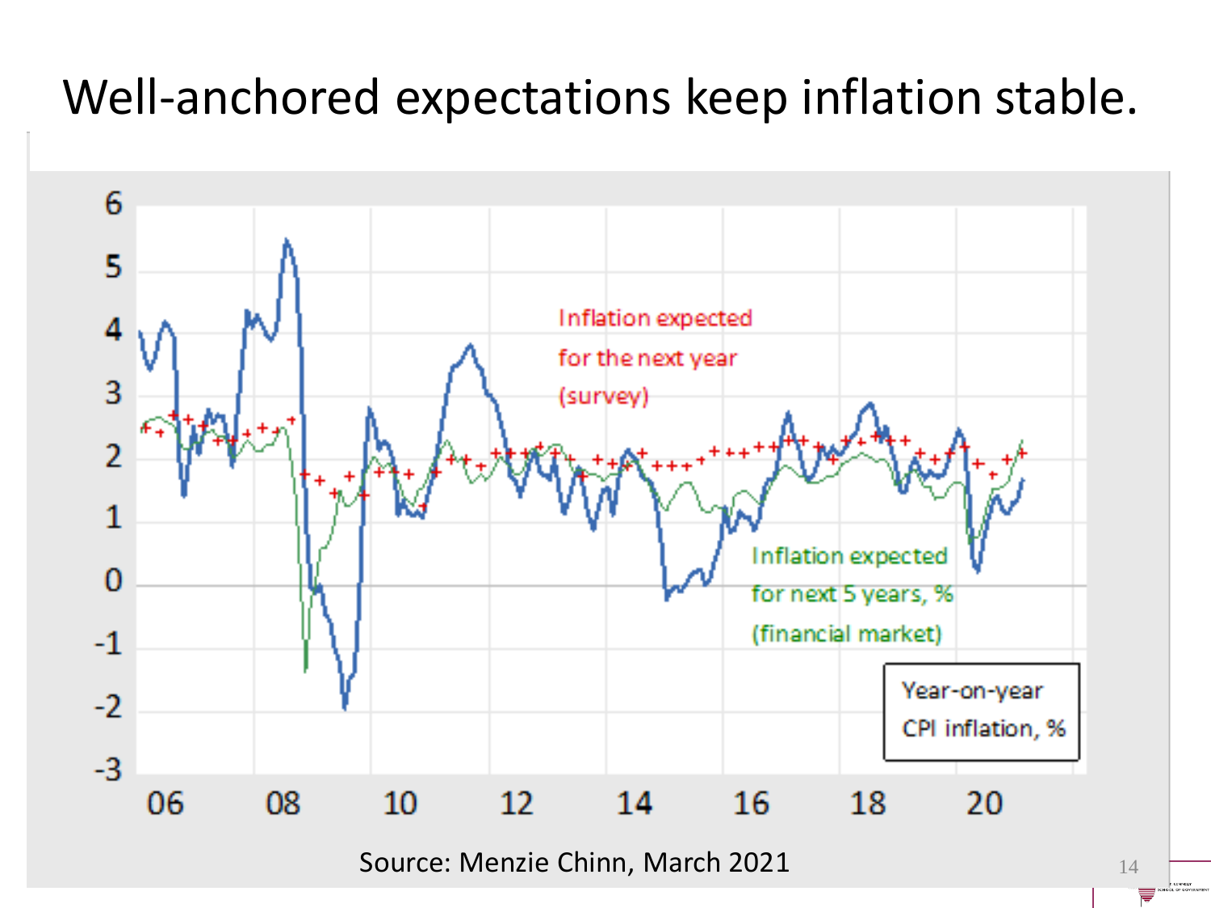# Well-anchored expectations keep inflation stable.

Inflation expected for the next year (survey)

Inflation expected for next 5 years, % (financial market)

Year-on-year CPI inflation, %

Source: Menzie Chinn, March 2021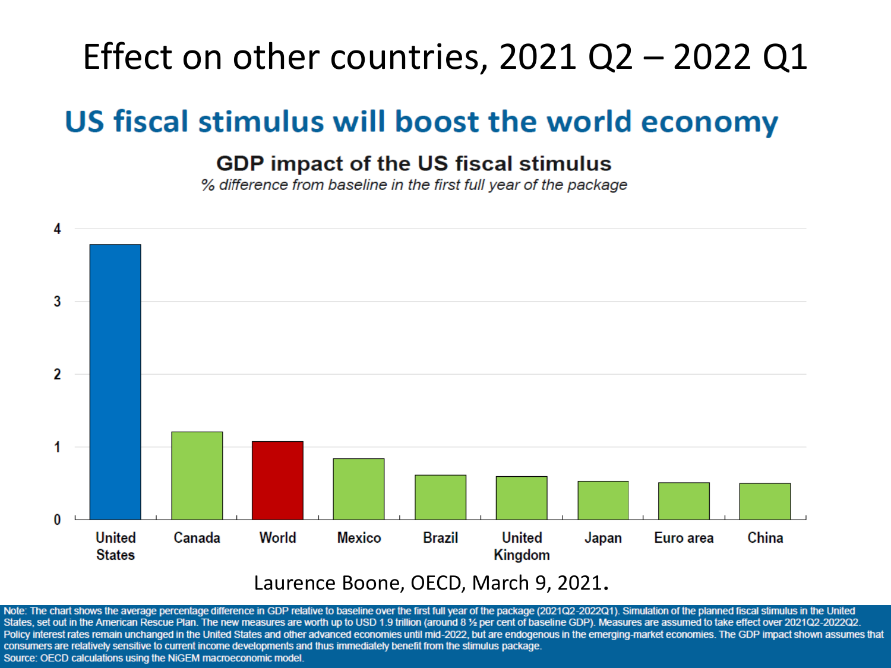# Effect on other countries, 2021 Q2 – 2022 Q1

## US fiscal stimulus will boost the world economy

**GDP impact of the US fiscal stimulus**

*% difference from baseline in the first full year of the package*

4

3

2

1

0

United States

Canada

World

Mexico

Brazil

United Kingdom

Japan

Euro area

China

Laurence Boone, OECD, March 9, 2021.

Note: The chart shows the average percentage difference in GDP relative to baseline over the first full year of the package (2021Q2-2022Q1). Simulation of the planned fiscal stimulus in the United States, set out in the American Rescue Plan. The new measures are worth up to USD 1.9 trillion (around 8 ½ per cent of baseline GDP). Measures are assumed to take effect over 2021Q2-2022Q2. Policy interest rates remain unchanged in the United States and other advanced economies until mid-2022, but are endogenous in the emerging-market economies. The GDP impact shown assumes that consumers are relatively sensitive to current income developments and thus immediately benefit from the stimulus package.

Source: OECD calculations using the NiGEM macroeconomic model.